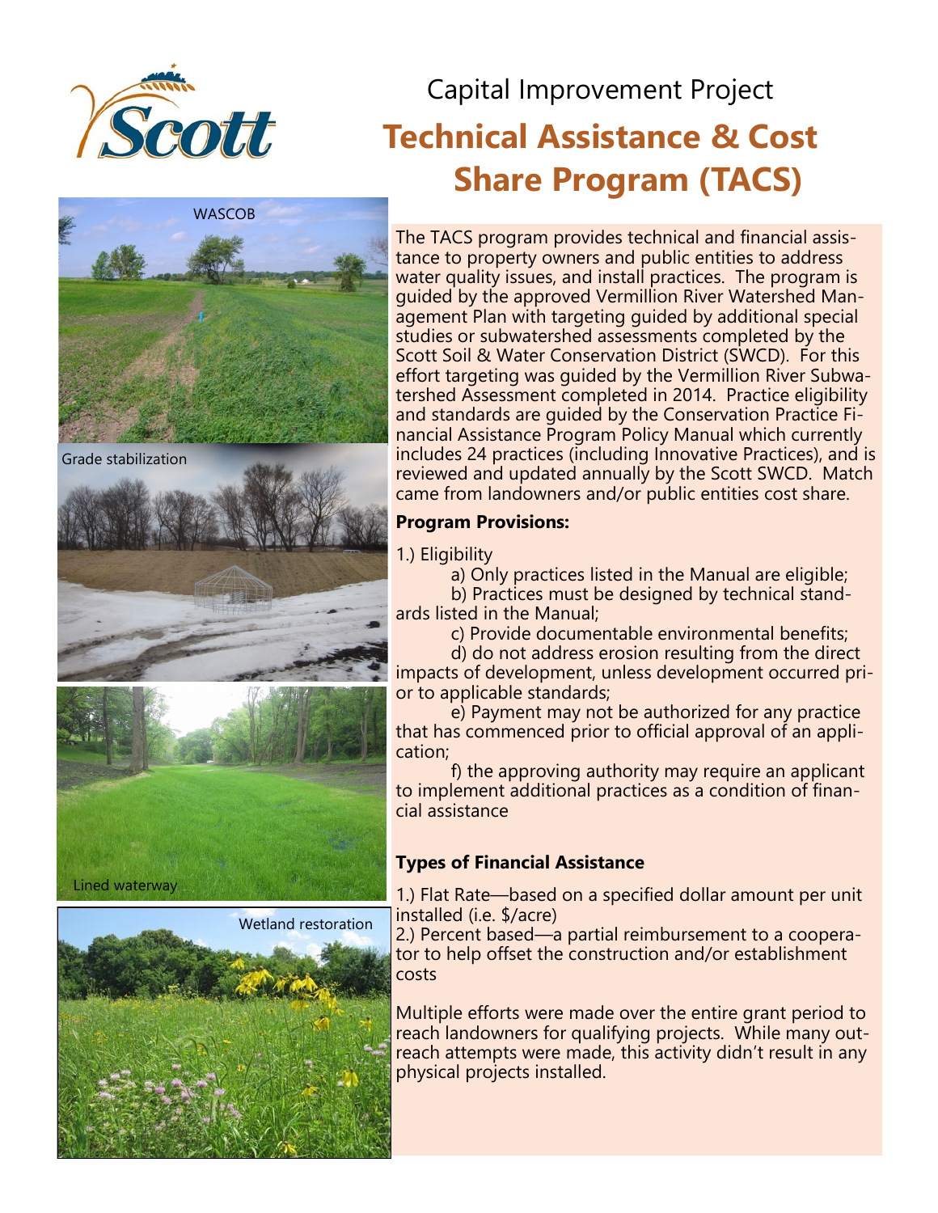# Capital Improvement Project

## Technical Assistance & Cost Share Program (TACS)

WASCOB

Grade stabilization

Lined waterway

Wetland restoration

The TACS program provides technical and financial assistance to property owners and public entities to address water quality issues, and install practices. The program is guided by the approved Vermillion River Watershed Management Plan with targeting guided by additional special studies or subwatershed assessments completed by the Scott Soil & Water Conservation District (SWCD). For this effort targeting was guided by the Vermillion River Subwatershed Assessment completed in 2014. Practice eligibility and standards are guided by the Conservation Practice Financial Assistance Program Policy Manual which currently includes 24 practices (including Innovative Practices), and is reviewed and updated annually by the Scott SWCD. Match came from landowners and/or public entities cost share.

**Program Provisions:**

1.) Eligibility

a) Only practices listed in the Manual are eligible;

b) Practices must be designed by technical standards listed in the Manual;

c) Provide documentable environmental benefits;

d) do not address erosion resulting from the direct impacts of development, unless development occurred prior to applicable standards;

e) Payment may not be authorized for any practice that has commenced prior to official approval of an application;

f) the approving authority may require an applicant to implement additional practices as a condition of financial assistance

**Types of Financial Assistance**

1.) Flat Rate—based on a specified dollar amount per unit installed (i.e. $/acre)

2.) Percent based—a partial reimbursement to a cooperator to help offset the construction and/or establishment costs

Multiple efforts were made over the entire grant period to reach landowners for qualifying projects. While many outreach attempts were made, this activity didn't result in any physical projects installed.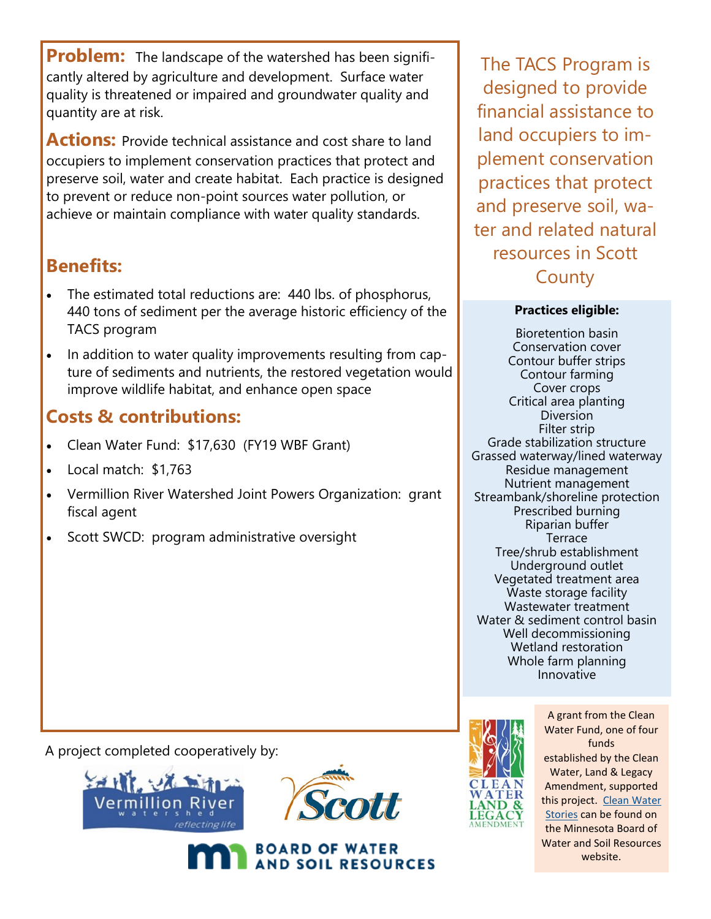**Problem:** The landscape of the watershed has been significantly altered by agriculture and development. Surface water quality is threatened or impaired and groundwater quality and quantity are at risk.

**Actions:** Provide technical assistance and cost share to land occupiers to implement conservation practices that protect and preserve soil, water and create habitat. Each practice is designed to prevent or reduce non-point sources water pollution, or achieve or maintain compliance with water quality standards.

## Benefits:

- The estimated total reductions are: 440 lbs. of phosphorus, 440 tons of sediment per the average historic efficiency of the TACS program
- In addition to water quality improvements resulting from capture of sediments and nutrients, the restored vegetation would improve wildlife habitat, and enhance open space

## Costs & contributions:

- Clean Water Fund: $17,630 (FY19 WBF Grant)
- Local match: $1,763
- Vermillion River Watershed Joint Powers Organization: grant fiscal agent
- Scott SWCD: program administrative oversight

The TACS Program is designed to provide financial assistance to land occupiers to implement conservation practices that protect and preserve soil, water and related natural resources in Scott County

**Practices eligible:**

Bioretention basin
Conservation cover
Contour buffer strips
Contour farming
Cover crops
Critical area planting
Diversion
Filter strip
Grade stabilization structure
Grassed waterway/lined waterway
Residue management
Nutrient management
Streambank/shoreline protection
Prescribed burning
Riparian buffer
Terrace
Tree/shrub establishment
Underground outlet
Vegetated treatment area
Waste storage facility
Wastewater treatment
Water & sediment control basin
Well decommissioning
Wetland restoration
Whole farm planning
Innovative

A project completed cooperatively by:

Vermillion River watershed — reflecting life

Scott

BOARD OF WATER AND SOIL RESOURCES

CLEAN WATER LAND & LEGACY AMENDMENT

A grant from the Clean Water Fund, one of four funds established by the Clean Water, Land & Legacy Amendment, supported this project. Clean Water Stories can be found on the Minnesota Board of Water and Soil Resources website.